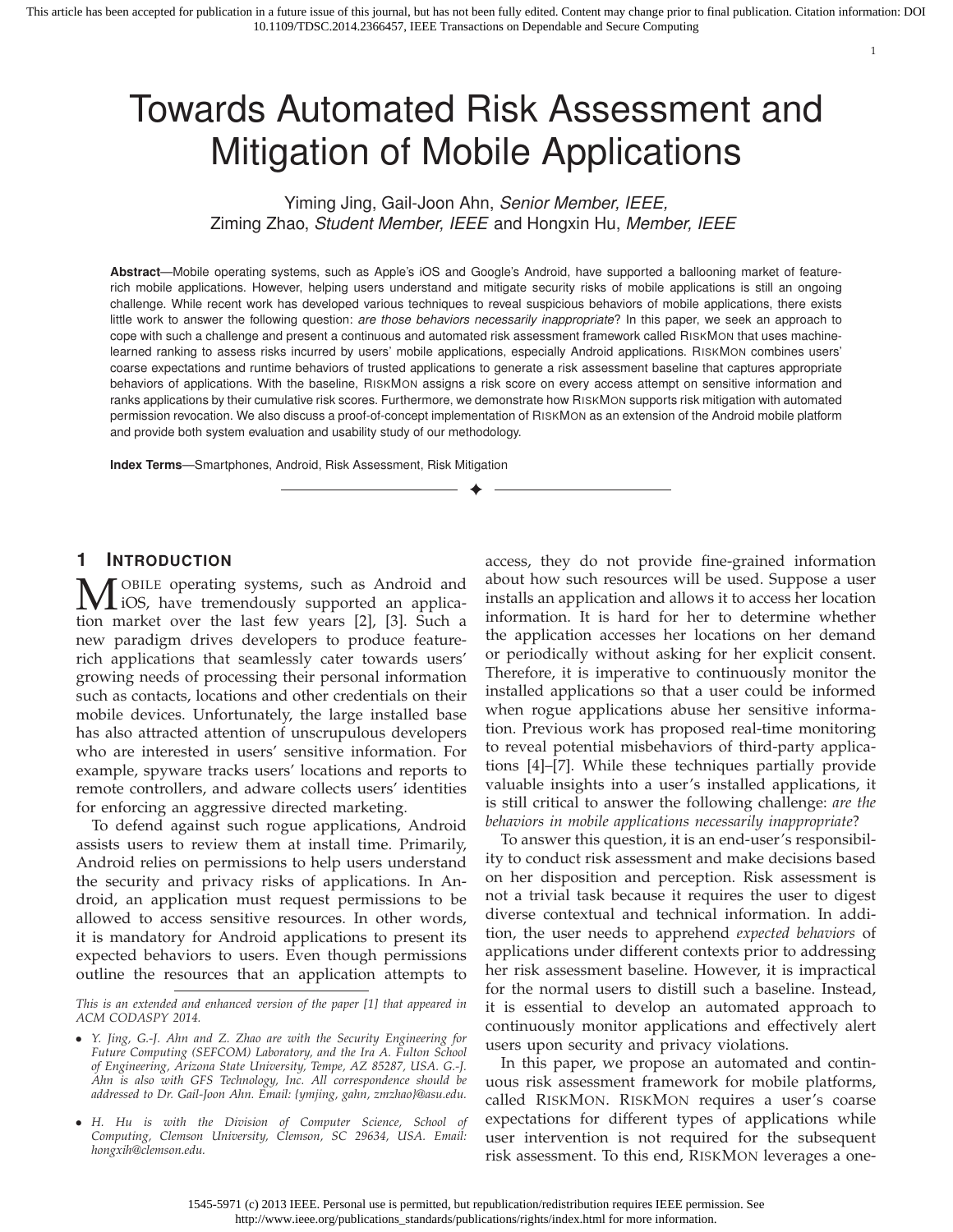# Towards Automated Risk Assessment and Mitigation of Mobile Applications

Yiming Jing, Gail-Joon Ahn, *Senior Member, IEEE*, Ziming Zhao, *Student Member, IEEE* and Hongxin Hu, *Member, IEEE*

**Abstract**—Mobile operating systems, such as Apple's iOS and Google's Android, have supported a ballooning market of feature-rich mobile applications. However, helping users understand and mitigate security risks of mobile applications is still an ongoing challenge. While recent work has developed various techniques to reveal suspicious behaviors of mobile applications, there exists little work to answer the following question: *are those behaviors necessarily inappropriate*? In this paper, we seek an approach to cope with such a challenge and present a continuous and automated risk assessment framework called RiskMon that uses machine-learned ranking to assess risks incurred by users' mobile applications, especially Android applications. RiskMon combines users' coarse expectations and runtime behaviors of trusted applications to generate a risk assessment baseline that captures appropriate behaviors of applications. With the baseline, RiskMon assigns a risk score on every access attempt on sensitive information and ranks applications by their cumulative risk scores. Furthermore, we demonstrate how RiskMon supports risk mitigation with automated permission revocation. We also discuss a proof-of-concept implementation of RiskMon as an extension of the Android mobile platform and provide both system evaluation and usability study of our methodology.

**Index Terms**—Smartphones, Android, Risk Assessment, Risk Mitigation

## 1 Introduction

Mobile operating systems, such as Android and iOS, have tremendously supported an application market over the last few years [2], [3]. Such a new paradigm drives developers to produce feature-rich applications that seamlessly cater towards users' growing needs of processing their personal information such as contacts, locations and other credentials on their mobile devices. Unfortunately, the large installed base has also attracted attention of unscrupulous developers who are interested in users' sensitive information. For example, spyware tracks users' locations and reports to remote controllers, and adware collects users' identities for enforcing an aggressive directed marketing.

To defend against such rogue applications, Android assists users to review them at install time. Primarily, Android relies on permissions to help users understand the security and privacy risks of applications. In Android, an application must request permissions to be allowed to access sensitive resources. In other words, it is mandatory for Android applications to present its expected behaviors to users. Even though permissions outline the resources that an application attempts to access, they do not provide fine-grained information about how such resources will be used. Suppose a user installs an application and allows it to access her location information. It is hard for her to determine whether the application accesses her locations on her demand or periodically without asking for her explicit consent. Therefore, it is imperative to continuously monitor the installed applications so that a user could be informed when rogue applications abuse her sensitive information. Previous work has proposed real-time monitoring to reveal potential misbehaviors of third-party applications [4]–[7]. While these techniques partially provide valuable insights into a user's installed applications, it is still critical to answer the following challenge: *are the behaviors in mobile applications necessarily inappropriate*?

To answer this question, it is an end-user's responsibility to conduct risk assessment and make decisions based on her disposition and perception. Risk assessment is not a trivial task because it requires the user to digest diverse contextual and technical information. In addition, the user needs to apprehend *expected behaviors* of applications under different contexts prior to addressing her risk assessment baseline. However, it is impractical for the normal users to distill such a baseline. Instead, it is essential to develop an automated approach to continuously monitor applications and effectively alert users upon security and privacy violations.

In this paper, we propose an automated and continuous risk assessment framework for mobile platforms, called RiskMon. RiskMon requires a user's coarse expectations for different types of applications while user intervention is not required for the subsequent risk assessment. To this end, RiskMon leverages a one-

---

*This is an extended and enhanced version of the paper [1] that appeared in ACM CODASPY 2014.*

- *Y. Jing, G.-J. Ahn and Z. Zhao are with the Security Engineering for Future Computing (SEFCOM) Laboratory, and the Ira A. Fulton School of Engineering, Arizona State University, Tempe, AZ 85287, USA. G.-J. Ahn is also with GFS Technology, Inc. All correspondence should be addressed to Dr. Gail-Joon Ahn. Email: {ymjing, gahn, zmzhao}@asu.edu.*
- *H. Hu is with the Division of Computer Science, School of Computing, Clemson University, Clemson, SC 29634, USA. Email: hongxih@clemson.edu.*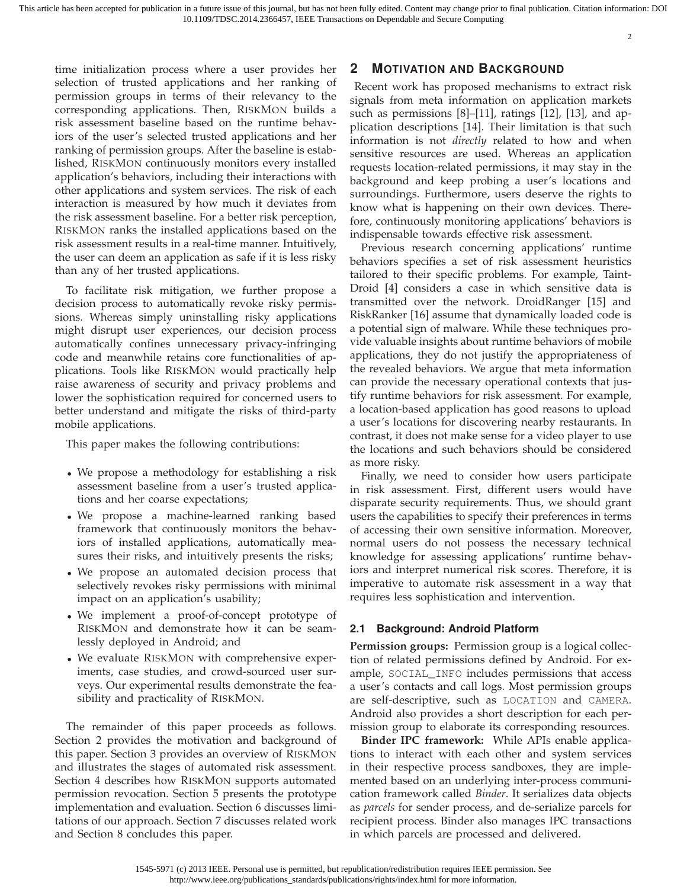time initialization process where a user provides her selection of trusted applications and her ranking of permission groups in terms of their relevancy to the corresponding applications. Then, RiskMon builds a risk assessment baseline based on the runtime behaviors of the user's selected trusted applications and her ranking of permission groups. After the baseline is established, RiskMon continuously monitors every installed application's behaviors, including their interactions with other applications and system services. The risk of each interaction is measured by how much it deviates from the risk assessment baseline. For a better risk perception, RiskMon ranks the installed applications based on the risk assessment results in a real-time manner. Intuitively, the user can deem an application as safe if it is less risky than any of her trusted applications.

To facilitate risk mitigation, we further propose a decision process to automatically revoke risky permissions. Whereas simply uninstalling risky applications might disrupt user experiences, our decision process automatically confines unnecessary privacy-infringing code and meanwhile retains core functionalities of applications. Tools like RiskMon would practically help raise awareness of security and privacy problems and lower the sophistication required for concerned users to better understand and mitigate the risks of third-party mobile applications.

This paper makes the following contributions:

- We propose a methodology for establishing a risk assessment baseline from a user's trusted applications and her coarse expectations;
- We propose a machine-learned ranking based framework that continuously monitors the behaviors of installed applications, automatically measures their risks, and intuitively presents the risks;
- We propose an automated decision process that selectively revokes risky permissions with minimal impact on an application's usability;
- We implement a proof-of-concept prototype of RiskMon and demonstrate how it can be seamlessly deployed in Android; and
- We evaluate RiskMon with comprehensive experiments, case studies, and crowd-sourced user surveys. Our experimental results demonstrate the feasibility and practicality of RiskMon.

The remainder of this paper proceeds as follows. Section 2 provides the motivation and background of this paper. Section 3 provides an overview of RiskMon and illustrates the stages of automated risk assessment. Section 4 describes how RiskMon supports automated permission revocation. Section 5 presents the prototype implementation and evaluation. Section 6 discusses limitations of our approach. Section 7 discusses related work and Section 8 concludes this paper.

## 2 Motivation and Background

Recent work has proposed mechanisms to extract risk signals from meta information on application markets such as permissions [8]–[11], ratings [12], [13], and application descriptions [14]. Their limitation is that such information is not *directly* related to how and when sensitive resources are used. Whereas an application requests location-related permissions, it may stay in the background and keep probing a user's locations and surroundings. Furthermore, users deserve the rights to know what is happening on their own devices. Therefore, continuously monitoring applications' behaviors is indispensable towards effective risk assessment.

Previous research concerning applications' runtime behaviors specifies a set of risk assessment heuristics tailored to their specific problems. For example, TaintDroid [4] considers a case in which sensitive data is transmitted over the network. DroidRanger [15] and RiskRanker [16] assume that dynamically loaded code is a potential sign of malware. While these techniques provide valuable insights about runtime behaviors of mobile applications, they do not justify the appropriateness of the revealed behaviors. We argue that meta information can provide the necessary operational contexts that justify runtime behaviors for risk assessment. For example, a location-based application has good reasons to upload a user's locations for discovering nearby restaurants. In contrast, it does not make sense for a video player to use the locations and such behaviors should be considered as more risky.

Finally, we need to consider how users participate in risk assessment. First, different users would have disparate security requirements. Thus, we should grant users the capabilities to specify their preferences in terms of accessing their own sensitive information. Moreover, normal users do not possess the necessary technical knowledge for assessing applications' runtime behaviors and interpret numerical risk scores. Therefore, it is imperative to automate risk assessment in a way that requires less sophistication and intervention.

### 2.1 Background: Android Platform

**Permission groups:** Permission group is a logical collection of related permissions defined by Android. For example, `SOCIAL_INFO` includes permissions that access a user's contacts and call logs. Most permission groups are self-descriptive, such as `LOCATION` and `CAMERA`. Android also provides a short description for each permission group to elaborate its corresponding resources.

**Binder IPC framework:** While APIs enable applications to interact with each other and system services in their respective process sandboxes, they are implemented based on an underlying inter-process communication framework called *Binder*. It serializes data objects as *parcels* for sender process, and de-serialize parcels for recipient process. Binder also manages IPC transactions in which parcels are processed and delivered.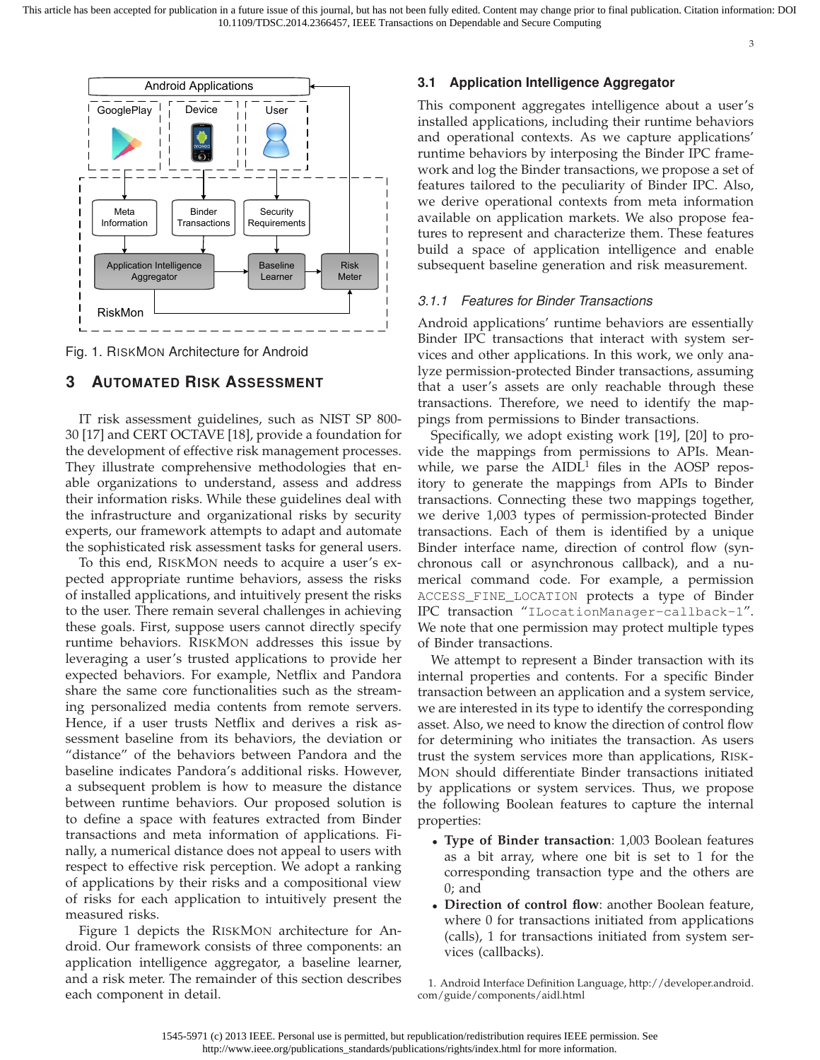Fig. 1. RiskMon Architecture for Android

## 3 Automated Risk Assessment

IT risk assessment guidelines, such as NIST SP 800-30 [17] and CERT OCTAVE [18], provide a foundation for the development of effective risk management processes. They illustrate comprehensive methodologies that enable organizations to understand, assess and address their information risks. While these guidelines deal with the infrastructure and organizational risks by security experts, our framework attempts to adapt and automate the sophisticated risk assessment tasks for general users.

To this end, RiskMon needs to acquire a user's expected appropriate runtime behaviors, assess the risks of installed applications, and intuitively present the risks to the user. There remain several challenges in achieving these goals. First, suppose users cannot directly specify runtime behaviors. RiskMon addresses this issue by leveraging a user's trusted applications to provide her expected behaviors. For example, Netflix and Pandora share the same core functionalities such as the streaming personalized media contents from remote servers. Hence, if a user trusts Netflix and derives a risk assessment baseline from its behaviors, the deviation or "distance" of the behaviors between Pandora and the baseline indicates Pandora's additional risks. However, a subsequent problem is how to measure the distance between runtime behaviors. Our proposed solution is to define a space with features extracted from Binder transactions and meta information of applications. Finally, a numerical distance does not appeal to users with respect to effective risk perception. We adopt a ranking of applications by their risks and a compositional view of risks for each application to intuitively present the measured risks.

Figure 1 depicts the RiskMon architecture for Android. Our framework consists of three components: an application intelligence aggregator, a baseline learner, and a risk meter. The remainder of this section describes each component in detail.

### 3.1 Application Intelligence Aggregator

This component aggregates intelligence about a user's installed applications, including their runtime behaviors and operational contexts. As we capture applications' runtime behaviors by interposing the Binder IPC framework and log the Binder transactions, we propose a set of features tailored to the peculiarity of Binder IPC. Also, we derive operational contexts from meta information available on application markets. We also propose features to represent and characterize them. These features build a space of application intelligence and enable subsequent baseline generation and risk measurement.

#### 3.1.1 *Features for Binder Transactions*

Android applications' runtime behaviors are essentially Binder IPC transactions that interact with system services and other applications. In this work, we only analyze permission-protected Binder transactions, assuming that a user's assets are only reachable through these transactions. Therefore, we need to identify the mappings from permissions to Binder transactions.

Specifically, we adopt existing work [19], [20] to provide the mappings from permissions to APIs. Meanwhile, we parse the AIDL[1] files in the AOSP repository to generate the mappings from APIs to Binder transactions. Connecting these two mappings together, we derive 1,003 types of permission-protected Binder transactions. Each of them is identified by a unique Binder interface name, direction of control flow (synchronous call or asynchronous callback), and a numerical command code. For example, a permission `ACCESS_FINE_LOCATION` protects a type of Binder IPC transaction "`ILocationManager-callback-1`". We note that one permission may protect multiple types of Binder transactions.

We attempt to represent a Binder transaction with its internal properties and contents. For a specific Binder transaction between an application and a system service, we are interested in its type to identify the corresponding asset. Also, we need to know the direction of control flow for determining who initiates the transaction. As users trust the system services more than applications, RiskMon should differentiate Binder transactions initiated by applications or system services. Thus, we propose the following Boolean features to capture the internal properties:

- **Type of Binder transaction**: 1,003 Boolean features as a bit array, where one bit is set to 1 for the corresponding transaction type and the others are 0; and
- **Direction of control flow**: another Boolean feature, where 0 for transactions initiated from applications (calls), 1 for transactions initiated from system services (callbacks).

1. Android Interface Definition Language, http://developer.android.com/guide/components/aidl.html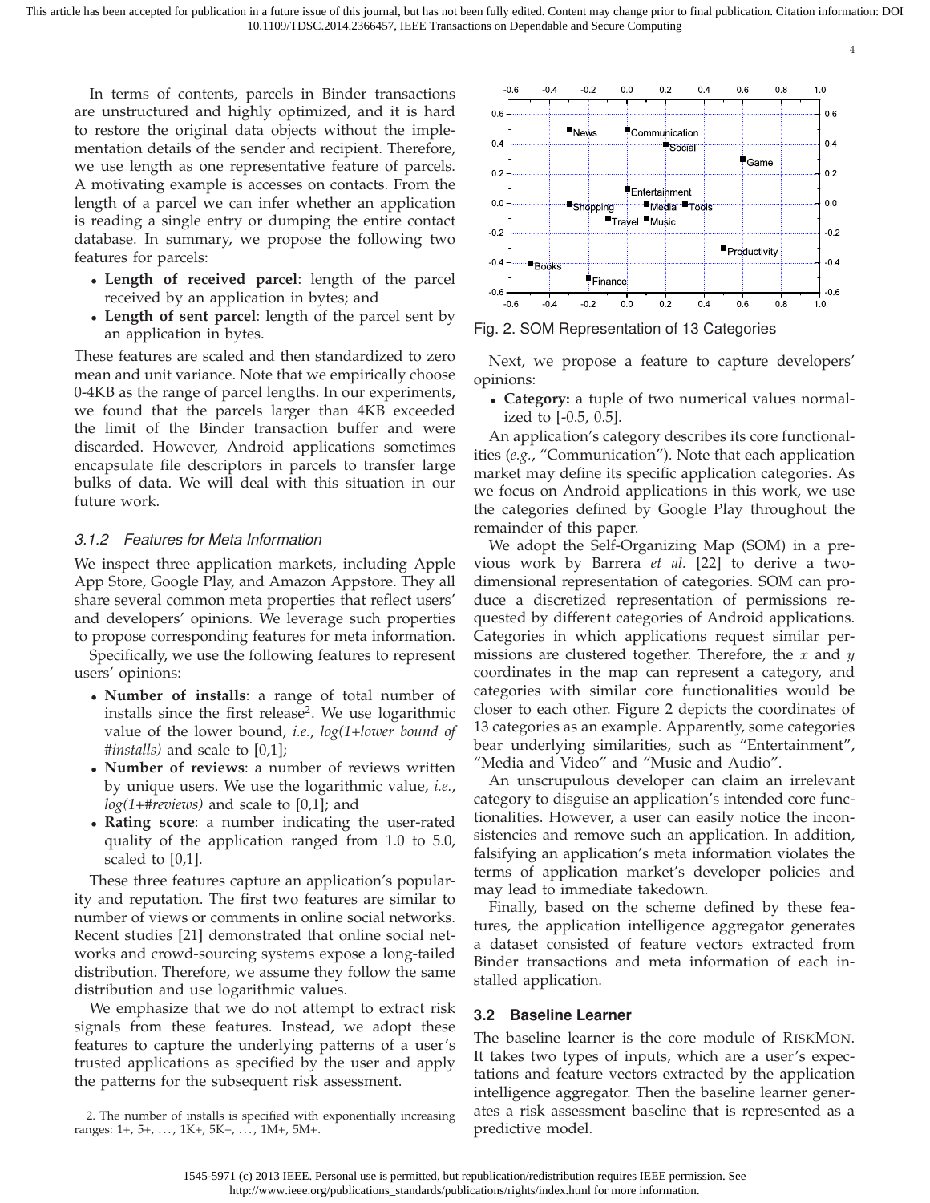In terms of contents, parcels in Binder transactions are unstructured and highly optimized, and it is hard to restore the original data objects without the implementation details of the sender and recipient. Therefore, we use length as one representative feature of parcels. A motivating example is accesses on contacts. From the length of a parcel we can infer whether an application is reading a single entry or dumping the entire contact database. In summary, we propose the following two features for parcels:

- **Length of received parcel**: length of the parcel received by an application in bytes; and
- **Length of sent parcel**: length of the parcel sent by an application in bytes.

These features are scaled and then standardized to zero mean and unit variance. Note that we empirically choose 0-4KB as the range of parcel lengths. In our experiments, we found that the parcels larger than 4KB exceeded the limit of the Binder transaction buffer and were discarded. However, Android applications sometimes encapsulate file descriptors in parcels to transfer large bulks of data. We will deal with this situation in our future work.

### 3.1.2 Features for Meta Information

We inspect three application markets, including Apple App Store, Google Play, and Amazon Appstore. They all share several common meta properties that reflect users' and developers' opinions. We leverage such properties to propose corresponding features for meta information.

Specifically, we use the following features to represent users' opinions:

- **Number of installs**: a range of total number of installs since the first release[2]. We use logarithmic value of the lower bound, *i.e.*, *log(1+lower bound of #installs)* and scale to [0,1];
- **Number of reviews**: a number of reviews written by unique users. We use the logarithmic value, *i.e.*, *log(1+#reviews)* and scale to [0,1]; and
- **Rating score**: a number indicating the user-rated quality of the application ranged from 1.0 to 5.0, scaled to [0,1].

These three features capture an application's popularity and reputation. The first two features are similar to number of views or comments in online social networks. Recent studies [21] demonstrated that online social networks and crowd-sourcing systems expose a long-tailed distribution. Therefore, we assume they follow the same distribution and use logarithmic values.

We emphasize that we do not attempt to extract risk signals from these features. Instead, we adopt these features to capture the underlying patterns of a user's trusted applications as specified by the user and apply the patterns for the subsequent risk assessment.

2. The number of installs is specified with exponentially increasing ranges: 1+, 5+, ..., 1K+, 5K+, ..., 1M+, 5M+.

Fig. 2. SOM Representation of 13 Categories

Next, we propose a feature to capture developers' opinions:

- **Category:** a tuple of two numerical values normalized to [-0.5, 0.5].

An application's category describes its core functionalities (*e.g.*, "Communication"). Note that each application market may define its specific application categories. As we focus on Android applications in this work, we use the categories defined by Google Play throughout the remainder of this paper.

We adopt the Self-Organizing Map (SOM) in a previous work by Barrera *et al.* [22] to derive a two-dimensional representation of categories. SOM can produce a discretized representation of permissions requested by different categories of Android applications. Categories in which applications request similar permissions are clustered together. Therefore, the $x$ and $y$ coordinates in the map can represent a category, and categories with similar core functionalities would be closer to each other. Figure 2 depicts the coordinates of 13 categories as an example. Apparently, some categories bear underlying similarities, such as "Entertainment", "Media and Video" and "Music and Audio".

An unscrupulous developer can claim an irrelevant category to disguise an application's intended core functionalities. However, a user can easily notice the inconsistencies and remove such an application. In addition, falsifying an application's meta information violates the terms of application market's developer policies and may lead to immediate takedown.

Finally, based on the scheme defined by these features, the application intelligence aggregator generates a dataset consisted of feature vectors extracted from Binder transactions and meta information of each installed application.

## 3.2 Baseline Learner

The baseline learner is the core module of RiskMon. It takes two types of inputs, which are a user's expectations and feature vectors extracted by the application intelligence aggregator. Then the baseline learner generates a risk assessment baseline that is represented as a predictive model.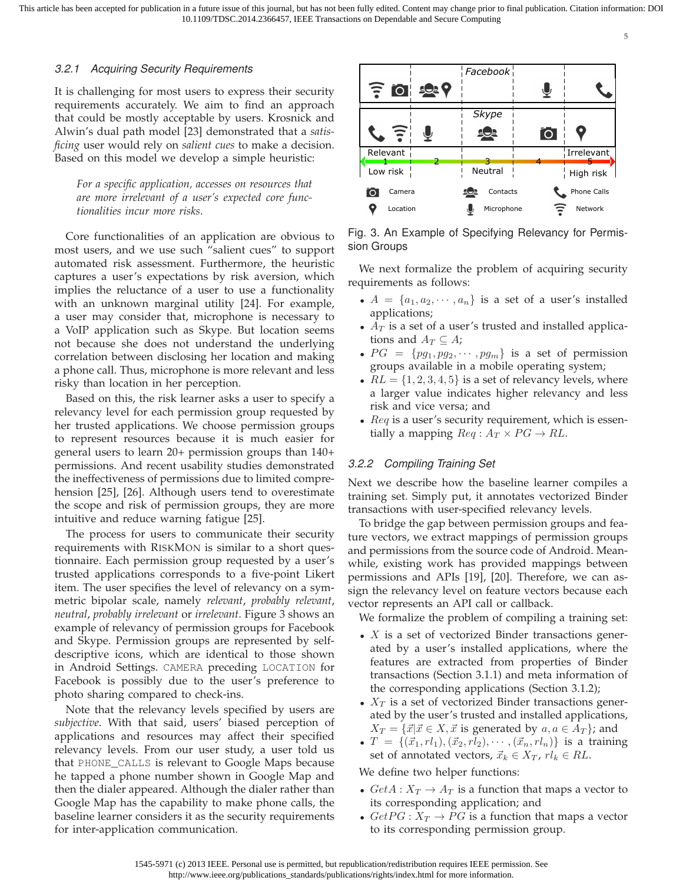#### 3.2.1 Acquiring Security Requirements

It is challenging for most users to express their security requirements accurately. We aim to find an approach that could be mostly acceptable by users. Krosnick and Alwin's dual path model [23] demonstrated that a *satisficing* user would rely on *salient cues* to make a decision. Based on this model we develop a simple heuristic:

> *For a specific application, accesses on resources that are more irrelevant of a user's expected core functionalities incur more risks.*

Core functionalities of an application are obvious to most users, and we use such "salient cues" to support automated risk assessment. Furthermore, the heuristic captures a user's expectations by risk aversion, which implies the reluctance of a user to use a functionality with an unknown marginal utility [24]. For example, a user may consider that, microphone is necessary to a VoIP application such as Skype. But location seems not because she does not understand the underlying correlation between disclosing her location and making a phone call. Thus, microphone is more relevant and less risky than location in her perception.

Based on this, the risk learner asks a user to specify a relevancy level for each permission group requested by her trusted applications. We choose permission groups to represent resources because it is much easier for general users to learn 20+ permission groups than 140+ permissions. And recent usability studies demonstrated the ineffectiveness of permissions due to limited comprehension [25], [26]. Although users tend to overestimate the scope and risk of permission groups, they are more intuitive and reduce warning fatigue [25].

The process for users to communicate their security requirements with RiskMon is similar to a short questionnaire. Each permission group requested by a user's trusted applications corresponds to a five-point Likert item. The user specifies the level of relevancy on a symmetric bipolar scale, namely *relevant*, *probably relevant*, *neutral*, *probably irrelevant* or *irrelevant*. Figure 3 shows an example of relevancy of permission groups for Facebook and Skype. Permission groups are represented by self-descriptive icons, which are identical to those shown in Android Settings. `CAMERA` preceding `LOCATION` for Facebook is possibly due to the user's preference to photo sharing compared to check-ins.

Note that the relevancy levels specified by users are *subjective*. With that said, users' biased perception of applications and resources may affect their specified relevancy levels. From our user study, a user told us that `PHONE_CALLS` is relevant to Google Maps because he tapped a phone number shown in Google Map and then the dialer appeared. Although the dialer rather than Google Map has the capability to make phone calls, the baseline learner considers it as the security requirements for inter-application communication.

Fig. 3. An Example of Specifying Relevancy for Permission Groups

We next formalize the problem of acquiring security requirements as follows:

- $A = \{a_1, a_2, \cdots, a_n\}$ is a set of a user's installed applications;
- $A_T$ is a set of a user's trusted and installed applications and $A_T \subseteq A$;
- $PG = \{pg_1, pg_2, \cdots, pg_m\}$ is a set of permission groups available in a mobile operating system;
- $RL = \{1, 2, 3, 4, 5\}$ is a set of relevancy levels, where a larger value indicates higher relevancy and less risk and vice versa; and
- $Req$ is a user's security requirement, which is essentially a mapping $Req : A_T \times PG \rightarrow RL$.

#### 3.2.2 Compiling Training Set

Next we describe how the baseline learner compiles a training set. Simply put, it annotates vectorized Binder transactions with user-specified relevancy levels.

To bridge the gap between permission groups and feature vectors, we extract mappings of permission groups and permissions from the source code of Android. Meanwhile, existing work has provided mappings between permissions and APIs [19], [20]. Therefore, we can assign the relevancy level on feature vectors because each vector represents an API call or callback.

We formalize the problem of compiling a training set:

- $X$ is a set of vectorized Binder transactions generated by a user's installed applications, where the features are extracted from properties of Binder transactions (Section 3.1.1) and meta information of the corresponding applications (Section 3.1.2);
- $X_T$ is a set of vectorized Binder transactions generated by the user's trusted and installed applications, $X_T = \{\vec{x} | \vec{x} \in X, \vec{x} \text{ is generated by } a, a \in A_T\}$; and
- $T = \{(\vec{x}_1, rl_1), (\vec{x}_2, rl_2), \cdots, (\vec{x}_n, rl_n)\}$ is a training set of annotated vectors, $\vec{x}_k \in X_T$, $rl_k \in RL$.

We define two helper functions:

- $GetA : X_T \rightarrow A_T$ is a function that maps a vector to its corresponding application; and
- $GetPG : X_T \rightarrow PG$ is a function that maps a vector to its corresponding permission group.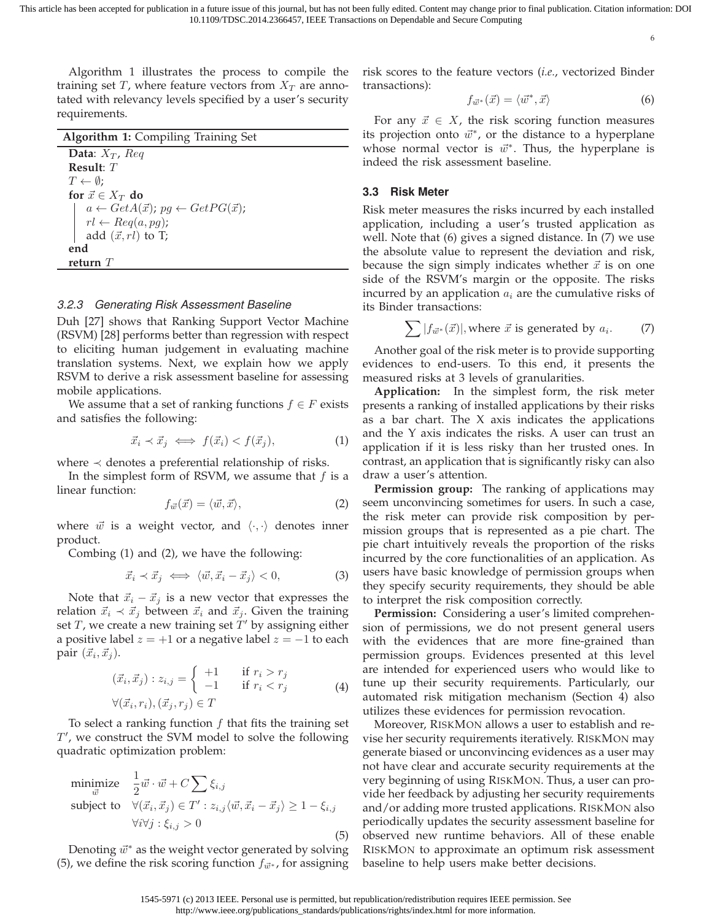Algorithm 1 illustrates the process to compile the training set $T$, where feature vectors from $X_T$ are annotated with relevancy levels specified by a user's security requirements.

**Algorithm 1:** Compiling Training Set

**Data**: $X_T$, $Req$
**Result**: $T$
$T \leftarrow \emptyset$;
**for** $\vec{x} \in X_T$ **do**
  $a \leftarrow GetA(\vec{x})$; $pg \leftarrow GetPG(\vec{x})$;
  $rl \leftarrow Req(a, pg)$;
  add $(\vec{x}, rl)$ to T;
**end**
**return** $T$

#### 3.2.3 Generating Risk Assessment Baseline

Duh [27] shows that Ranking Support Vector Machine (RSVM) [28] performs better than regression with respect to eliciting human judgement in evaluating machine translation systems. Next, we explain how we apply RSVM to derive a risk assessment baseline for assessing mobile applications.

We assume that a set of ranking functions $f \in F$ exists and satisfies the following:

$$\vec{x}_i \prec \vec{x}_j \iff f(\vec{x}_i) < f(\vec{x}_j), \tag{1}$$

where $\prec$ denotes a preferential relationship of risks.

In the simplest form of RSVM, we assume that $f$ is a linear function:

$$f_{\vec{w}}(\vec{x}) = \langle \vec{w}, \vec{x} \rangle, \tag{2}$$

where $\vec{w}$ is a weight vector, and $\langle \cdot, \cdot \rangle$ denotes inner product.

Combing (1) and (2), we have the following:

$$\vec{x}_i \prec \vec{x}_j \iff \langle \vec{w}, \vec{x}_i - \vec{x}_j \rangle < 0, \tag{3}$$

Note that $\vec{x}_i - \vec{x}_j$ is a new vector that expresses the relation $\vec{x}_i \prec \vec{x}_j$ between $\vec{x}_i$ and $\vec{x}_j$. Given the training set $T$, we create a new training set $T'$ by assigning either a positive label $z = +1$ or a negative label $z = -1$ to each pair $(\vec{x}_i, \vec{x}_j)$.

$$\begin{aligned} &(\vec{x}_i, \vec{x}_j) : z_{i,j} = \begin{cases} +1 & \text{if } r_i > r_j \\ -1 & \text{if } r_i < r_j \end{cases} \\ &\forall (\vec{x}_i, r_i), (\vec{x}_j, r_j) \in T \end{aligned} \tag{4}$$

To select a ranking function $f$ that fits the training set $T'$, we construct the SVM model to solve the following quadratic optimization problem:

$$\begin{aligned} \underset{\vec{w}}{\text{minimize}} \quad & \frac{1}{2} \vec{w} \cdot \vec{w} + C \sum \xi_{i,j} \\ \text{subject to} \quad & \forall (\vec{x}_i, \vec{x}_j) \in T' : z_{i,j} \langle \vec{w}, \vec{x}_i - \vec{x}_j \rangle \geq 1 - \xi_{i,j} \\ & \forall i \forall j : \xi_{i,j} > 0 \end{aligned} \tag{5}$$

Denoting $\vec{w}^*$ as the weight vector generated by solving (5), we define the risk scoring function $f_{\vec{w}^*}$, for assigning risk scores to the feature vectors (*i.e.*, vectorized Binder transactions):

$$f_{\vec{w}^*}(\vec{x}) = \langle \vec{w}^*, \vec{x} \rangle \tag{6}$$

For any $\vec{x} \in X$, the risk scoring function measures its projection onto $\vec{w}^*$, or the distance to a hyperplane whose normal vector is $\vec{w}^*$. Thus, the hyperplane is indeed the risk assessment baseline.

### 3.3 Risk Meter

Risk meter measures the risks incurred by each installed application, including a user's trusted application as well. Note that (6) gives a signed distance. In (7) we use the absolute value to represent the deviation and risk, because the sign simply indicates whether $\vec{x}$ is on one side of the RSVM's margin or the opposite. The risks incurred by an application $a_i$ are the cumulative risks of its Binder transactions:

$$\sum |f_{\vec{w}^*}(\vec{x})|, \text{where } \vec{x} \text{ is generated by } a_i. \tag{7}$$

Another goal of the risk meter is to provide supporting evidences to end-users. To this end, it presents the measured risks at 3 levels of granularities.

**Application:** In the simplest form, the risk meter presents a ranking of installed applications by their risks as a bar chart. The X axis indicates the applications and the Y axis indicates the risks. A user can trust an application if it is less risky than her trusted ones. In contrast, an application that is significantly risky can also draw a user's attention.

**Permission group:** The ranking of applications may seem unconvincing sometimes for users. In such a case, the risk meter can provide risk composition by permission groups that is represented as a pie chart. The pie chart intuitively reveals the proportion of the risks incurred by the core functionalities of an application. As users have basic knowledge of permission groups when they specify security requirements, they should be able to interpret the risk composition correctly.

**Permission:** Considering a user's limited comprehension of permissions, we do not present general users with the evidences that are more fine-grained than permission groups. Evidences presented at this level are intended for experienced users who would like to tune up their security requirements. Particularly, our automated risk mitigation mechanism (Section 4) also utilizes these evidences for permission revocation.

Moreover, RiskMon allows a user to establish and revise her security requirements iteratively. RiskMon may generate biased or unconvincing evidences as a user may not have clear and accurate security requirements at the very beginning of using RiskMon. Thus, a user can provide her feedback by adjusting her security requirements and/or adding more trusted applications. RiskMon also periodically updates the security assessment baseline for observed new runtime behaviors. All of these enable RiskMon to approximate an optimum risk assessment baseline to help users make better decisions.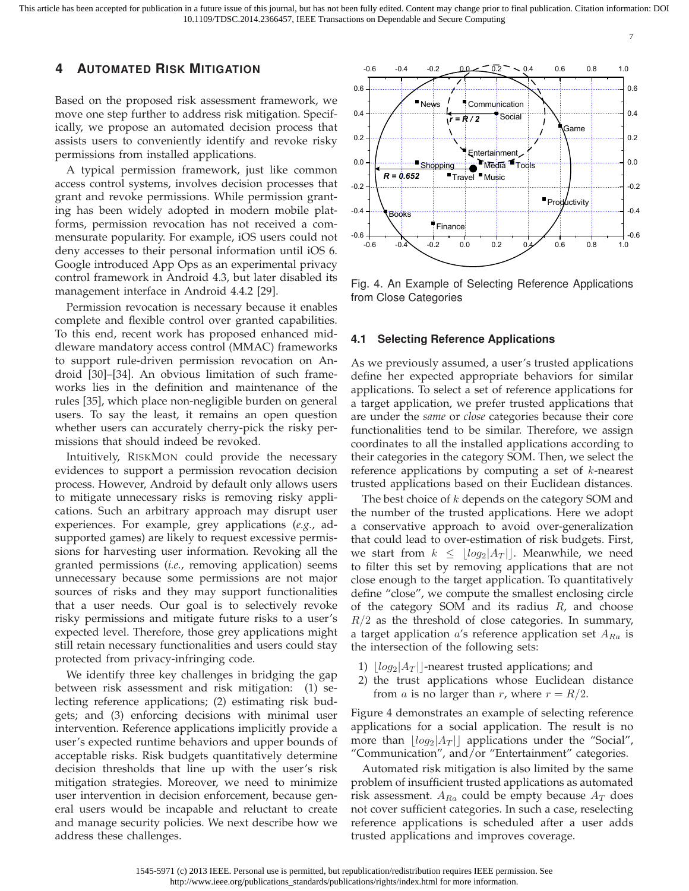## 4 AUTOMATED RISK MITIGATION

Based on the proposed risk assessment framework, we move one step further to address risk mitigation. Specifically, we propose an automated decision process that assists users to conveniently identify and revoke risky permissions from installed applications.

A typical permission framework, just like common access control systems, involves decision processes that grant and revoke permissions. While permission granting has been widely adopted in modern mobile platforms, permission revocation has not received a commensurate popularity. For example, iOS users could not deny accesses to their personal information until iOS 6. Google introduced App Ops as an experimental privacy control framework in Android 4.3, but later disabled its management interface in Android 4.4.2 [29].

Permission revocation is necessary because it enables complete and flexible control over granted capabilities. To this end, recent work has proposed enhanced middleware mandatory access control (MMAC) frameworks to support rule-driven permission revocation on Android [30]–[34]. An obvious limitation of such frameworks lies in the definition and maintenance of the rules [35], which place non-negligible burden on general users. To say the least, it remains an open question whether users can accurately cherry-pick the risky permissions that should indeed be revoked.

Intuitively, RISKMON could provide the necessary evidences to support a permission revocation decision process. However, Android by default only allows users to mitigate unnecessary risks is removing risky applications. Such an arbitrary approach may disrupt user experiences. For example, grey applications (*e.g.*, ad-supported games) are likely to request excessive permissions for harvesting user information. Revoking all the granted permissions (*i.e.*, removing application) seems unnecessary because some permissions are not major sources of risks and they may support functionalities that a user needs. Our goal is to selectively revoke risky permissions and mitigate future risks to a user's expected level. Therefore, those grey applications might still retain necessary functionalities and users could stay protected from privacy-infringing code.

We identify three key challenges in bridging the gap between risk assessment and risk mitigation: (1) selecting reference applications; (2) estimating risk budgets; and (3) enforcing decisions with minimal user intervention. Reference applications implicitly provide a user's expected runtime behaviors and upper bounds of acceptable risks. Risk budgets quantitatively determine decision thresholds that line up with the user's risk mitigation strategies. Moreover, we need to minimize user intervention in decision enforcement, because general users would be incapable and reluctant to create and manage security policies. We next describe how we address these challenges.

Fig. 4. An Example of Selecting Reference Applications from Close Categories

### 4.1 Selecting Reference Applications

As we previously assumed, a user's trusted applications define her expected appropriate behaviors for similar applications. To select a set of reference applications for a target application, we prefer trusted applications that are under the *same* or *close* categories because their core functionalities tend to be similar. Therefore, we assign coordinates to all the installed applications according to their categories in the category SOM. Then, we select the reference applications by computing a set of $k$-nearest trusted applications based on their Euclidean distances.

The best choice of $k$ depends on the category SOM and the number of the trusted applications. Here we adopt a conservative approach to avoid over-generalization that could lead to over-estimation of risk budgets. First, we start from $k \leq \lfloor log_2|A_T| \rfloor$. Meanwhile, we need to filter this set by removing applications that are not close enough to the target application. To quantitatively define "close", we compute the smallest enclosing circle of the category SOM and its radius $R$, and choose $R/2$ as the threshold of close categories. In summary, a target application $a$'s reference application set $A_{Ra}$ is the intersection of the following sets:

1) $\lfloor log_2|A_T| \rfloor$-nearest trusted applications; and
2) the trust applications whose Euclidean distance from $a$ is no larger than $r$, where $r = R/2$.

Figure 4 demonstrates an example of selecting reference applications for a social application. The result is no more than $\lfloor log_2|A_T| \rfloor$ applications under the "Social", "Communication", and/or "Entertainment" categories.

Automated risk mitigation is also limited by the same problem of insufficient trusted applications as automated risk assessment. $A_{Ra}$ could be empty because $A_T$ does not cover sufficient categories. In such a case, reselecting reference applications is scheduled after a user adds trusted applications and improves coverage.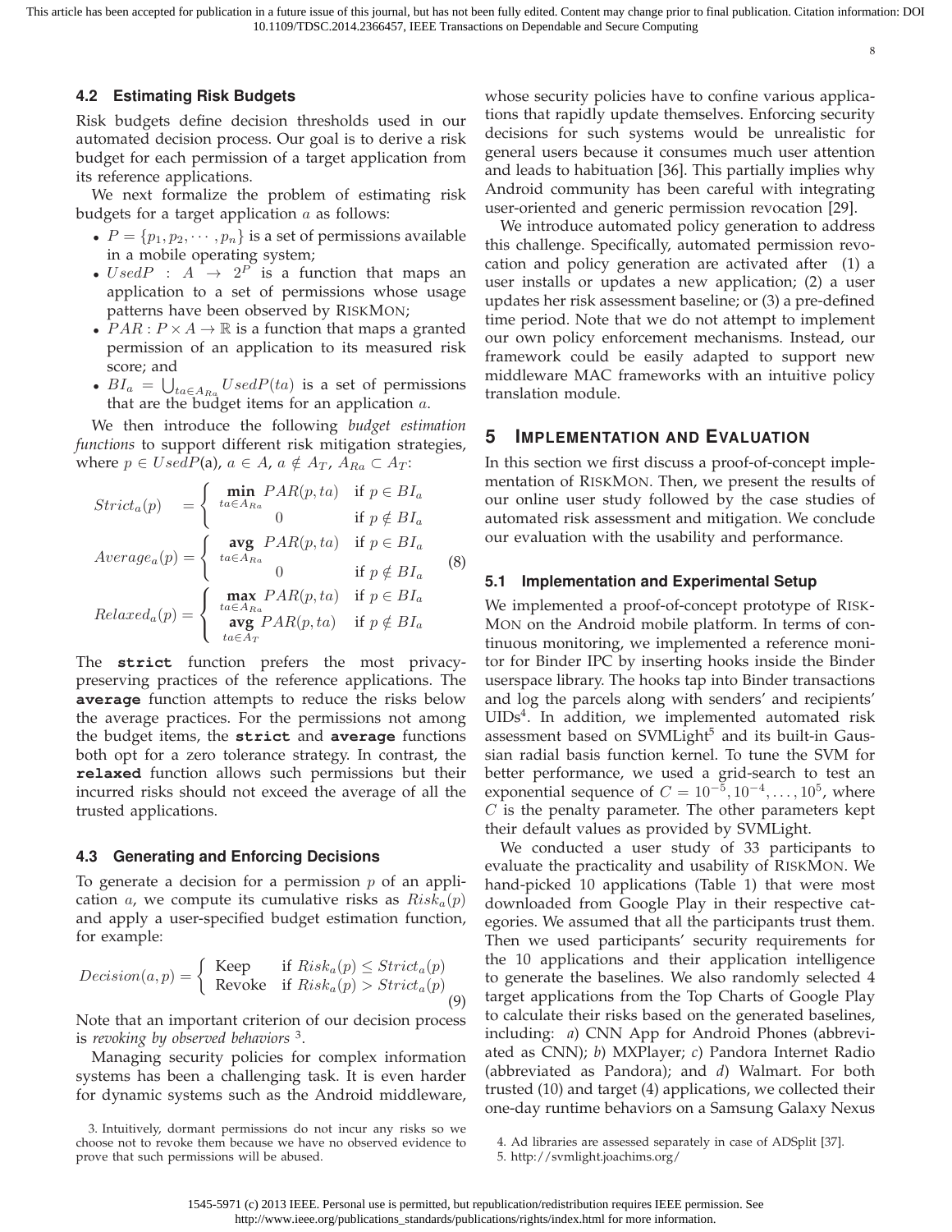### 4.2 Estimating Risk Budgets

Risk budgets define decision thresholds used in our automated decision process. Our goal is to derive a risk budget for each permission of a target application from its reference applications.

We next formalize the problem of estimating risk budgets for a target application $a$ as follows:

- $P = \{p_1, p_2, \cdots, p_n\}$ is a set of permissions available in a mobile operating system;
- $UsedP : A \rightarrow 2^P$ is a function that maps an application to a set of permissions whose usage patterns have been observed by RiskMon;
- $PAR : P \times A \rightarrow \mathbb{R}$ is a function that maps a granted permission of an application to its measured risk score; and
- $BI_a = \bigcup_{ta \in A_{Ra}} UsedP(ta)$ is a set of permissions that are the budget items for an application $a$.

We then introduce the following *budget estimation functions* to support different risk mitigation strategies, where $p \in UsedP(a)$, $a \in A$, $a \notin A_T$, $A_{Ra} \subset A_T$:

$$
\begin{aligned}
Strict_a(p) &= \begin{cases} \min\limits_{ta \in A_{Ra}} PAR(p, ta) & \text{if } p \in BI_a \\ 0 & \text{if } p \notin BI_a \end{cases} \\
Average_a(p) &= \begin{cases} \operatorname*{avg}\limits_{ta \in A_{Ra}} PAR(p, ta) & \text{if } p \in BI_a \\ 0 & \text{if } p \notin BI_a \end{cases} \\
Relaxed_a(p) &= \begin{cases} \max\limits_{ta \in A_{Ra}} PAR(p, ta) & \text{if } p \in BI_a \\ \operatorname*{avg}\limits_{ta \in A_T} PAR(p, ta) & \text{if } p \notin BI_a \end{cases}
\end{aligned}
\tag{8}
$$

The **strict** function prefers the most privacy-preserving practices of the reference applications. The **average** function attempts to reduce the risks below the average practices. For the permissions not among the budget items, the **strict** and **average** functions both opt for a zero tolerance strategy. In contrast, the **relaxed** function allows such permissions but their incurred risks should not exceed the average of all the trusted applications.

### 4.3 Generating and Enforcing Decisions

To generate a decision for a permission $p$ of an application $a$, we compute its cumulative risks as $Risk_a(p)$ and apply a user-specified budget estimation function, for example:

$$
Decision(a, p) = \begin{cases} \text{Keep} & \text{if } Risk_a(p) \leq Strict_a(p) \\ \text{Revoke} & \text{if } Risk_a(p) > Strict_a(p) \end{cases}
\tag{9}
$$

Note that an important criterion of our decision process is *revoking by observed behaviors* [3].

Managing security policies for complex information systems has been a challenging task. It is even harder for dynamic systems such as the Android middleware, whose security policies have to confine various applications that rapidly update themselves. Enforcing security decisions for such systems would be unrealistic for general users because it consumes much user attention and leads to habituation [36]. This partially implies why Android community has been careful with integrating user-oriented and generic permission revocation [29].

We introduce automated policy generation to address this challenge. Specifically, automated permission revocation and policy generation are activated after (1) a user installs or updates a new application; (2) a user updates her risk assessment baseline; or (3) a pre-defined time period. Note that we do not attempt to implement our own policy enforcement mechanisms. Instead, our framework could be easily adapted to support new middleware MAC frameworks with an intuitive policy translation module.

## 5 Implementation and Evaluation

In this section we first discuss a proof-of-concept implementation of RiskMon. Then, we present the results of our online user study followed by the case studies of automated risk assessment and mitigation. We conclude our evaluation with the usability and performance.

### 5.1 Implementation and Experimental Setup

We implemented a proof-of-concept prototype of RiskMon on the Android mobile platform. In terms of continuous monitoring, we implemented a reference monitor for Binder IPC by inserting hooks inside the Binder userspace library. The hooks tap into Binder transactions and log the parcels along with senders' and recipients' UIDs[4]. In addition, we implemented automated risk assessment based on SVMLight[5] and its built-in Gaussian radial basis function kernel. To tune the SVM for better performance, we used a grid-search to test an exponential sequence of $C = 10^{-5}, 10^{-4}, \ldots, 10^{5}$, where $C$ is the penalty parameter. The other parameters kept their default values as provided by SVMLight.

We conducted a user study of 33 participants to evaluate the practicality and usability of RiskMon. We hand-picked 10 applications (Table 1) that were most downloaded from Google Play in their respective categories. We assumed that all the participants trust them. Then we used participants' security requirements for the 10 applications and their application intelligence to generate the baselines. We also randomly selected 4 target applications from the Top Charts of Google Play to calculate their risks based on the generated baselines, including: *a*) CNN App for Android Phones (abbreviated as CNN); *b*) MXPlayer; *c*) Pandora Internet Radio (abbreviated as Pandora); and *d*) Walmart. For both trusted (10) and target (4) applications, we collected their one-day runtime behaviors on a Samsung Galaxy Nexus

3. Intuitively, dormant permissions do not incur any risks so we choose not to revoke them because we have no observed evidence to prove that such permissions will be abused.

4. Ad libraries are assessed separately in case of ADSplit [37].

5. http://svmlight.joachims.org/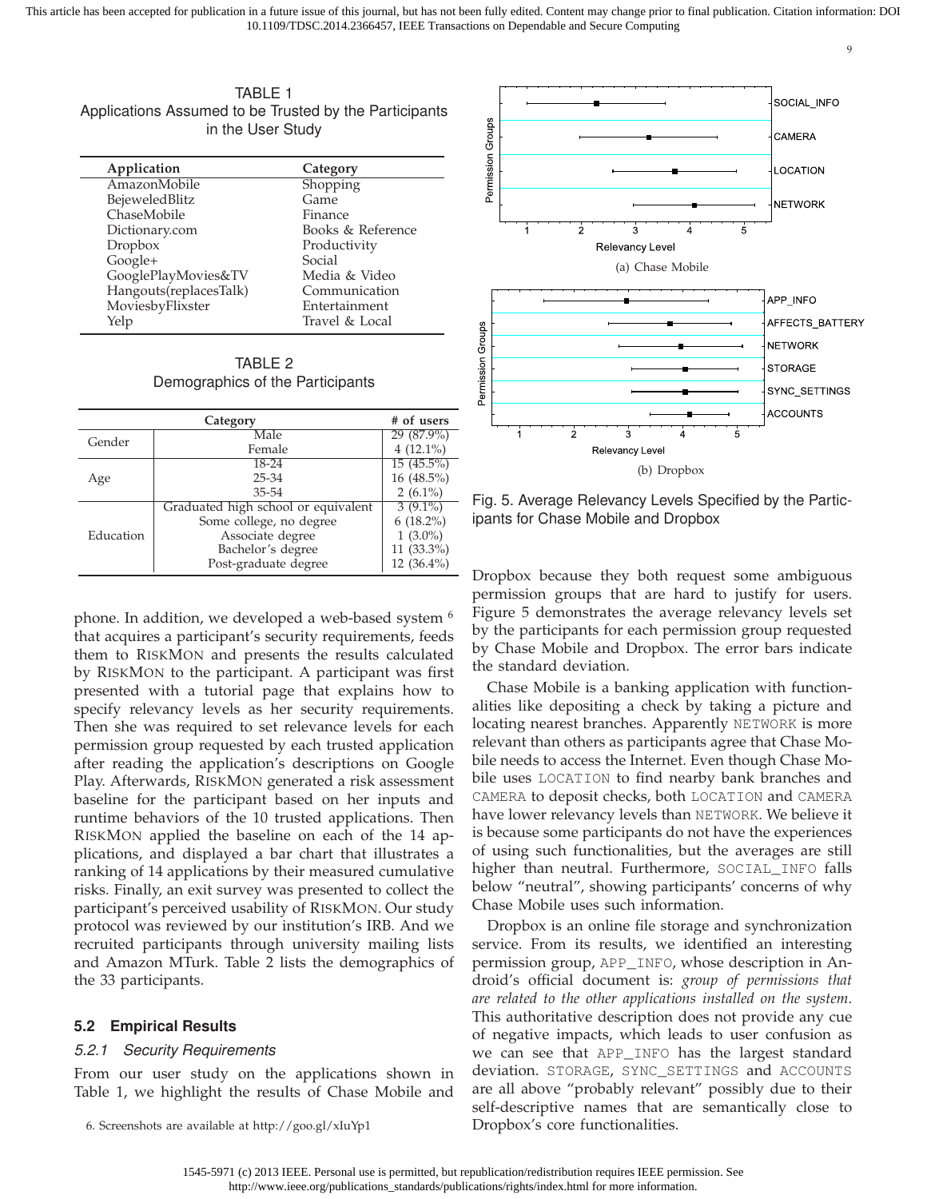TABLE 1
Applications Assumed to be Trusted by the Participants in the User Study

| Application | Category |
|---|---|
| AmazonMobile | Shopping |
| BejeweledBlitz | Game |
| ChaseMobile | Finance |
| Dictionary.com | Books & Reference |
| Dropbox | Productivity |
| Google+ | Social |
| GooglePlayMovies&TV | Media & Video |
| Hangouts(replacesTalk) | Communication |
| MoviesbyFlixster | Entertainment |
| Yelp | Travel & Local |

TABLE 2
Demographics of the Participants

| Category | | # of users |
|---|---|---|
| Gender | Male | 29 (87.9%) |
| | Female | 4 (12.1%) |
| Age | 18-24 | 15 (45.5%) |
| | 25-34 | 16 (48.5%) |
| | 35-54 | 2 (6.1%) |
| Education | Graduated high school or equivalent | 3 (9.1%) |
| | Some college, no degree | 6 (18.2%) |
| | Associate degree | 1 (3.0%) |
| | Bachelor's degree | 11 (33.3%) |
| | Post-graduate degree | 12 (36.4%) |

phone. In addition, we developed a web-based system [6] that acquires a participant's security requirements, feeds them to RiskMon and presents the results calculated by RiskMon to the participant. A participant was first presented with a tutorial page that explains how to specify relevancy levels as her security requirements. Then she was required to set relevance levels for each permission group requested by each trusted application after reading the application's descriptions on Google Play. Afterwards, RiskMon generated a risk assessment baseline for the participant based on her inputs and runtime behaviors of the 10 trusted applications. Then RiskMon applied the baseline on each of the 14 applications, and displayed a bar chart that illustrates a ranking of 14 applications by their measured cumulative risks. Finally, an exit survey was presented to collect the participant's perceived usability of RiskMon. Our study protocol was reviewed by our institution's IRB. And we recruited participants through university mailing lists and Amazon MTurk. Table 2 lists the demographics of the 33 participants.

### 5.2 Empirical Results

#### 5.2.1 Security Requirements

From our user study on the applications shown in Table 1, we highlight the results of Chase Mobile and Dropbox because they both request some ambiguous permission groups that are hard to justify for users. Figure 5 demonstrates the average relevancy levels set by the participants for each permission group requested by Chase Mobile and Dropbox. The error bars indicate the standard deviation.

(a) Chase Mobile

(b) Dropbox

Fig. 5. Average Relevancy Levels Specified by the Participants for Chase Mobile and Dropbox

Chase Mobile is a banking application with functionalities like depositing a check by taking a picture and locating nearest branches. Apparently NETWORK is more relevant than others as participants agree that Chase Mobile needs to access the Internet. Even though Chase Mobile uses LOCATION to find nearby bank branches and CAMERA to deposit checks, both LOCATION and CAMERA have lower relevancy levels than NETWORK. We believe it is because some participants do not have the experiences of using such functionalities, but the averages are still higher than neutral. Furthermore, SOCIAL_INFO falls below "neutral", showing participants' concerns of why Chase Mobile uses such information.

Dropbox is an online file storage and synchronization service. From its results, we identified an interesting permission group, APP_INFO, whose description in Android's official document is: *group of permissions that are related to the other applications installed on the system*. This authoritative description does not provide any cue of negative impacts, which leads to user confusion as we can see that APP_INFO has the largest standard deviation. STORAGE, SYNC_SETTINGS and ACCOUNTS are all above "probably relevant" possibly due to their self-descriptive names that are semantically close to Dropbox's core functionalities.

6. Screenshots are available at http://goo.gl/xIuYp1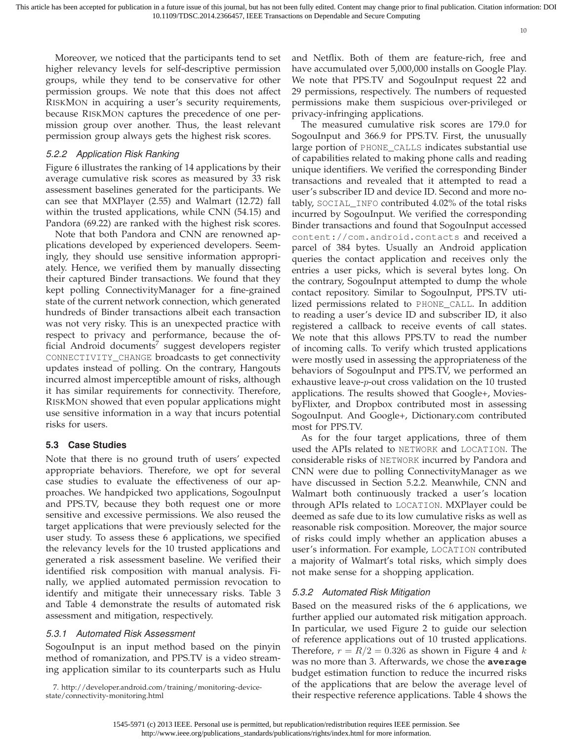Moreover, we noticed that the participants tend to set higher relevancy levels for self-descriptive permission groups, while they tend to be conservative for other permission groups. We note that this does not affect RiskMon in acquiring a user's security requirements, because RiskMon captures the precedence of one permission group over another. Thus, the least relevant permission group always gets the highest risk scores.

#### 5.2.2 Application Risk Ranking

Figure 6 illustrates the ranking of 14 applications by their average cumulative risk scores as measured by 33 risk assessment baselines generated for the participants. We can see that MXPlayer (2.55) and Walmart (12.72) fall within the trusted applications, while CNN (54.15) and Pandora (69.22) are ranked with the highest risk scores.

Note that both Pandora and CNN are renowned applications developed by experienced developers. Seemingly, they should use sensitive information appropriately. Hence, we verified them by manually dissecting their captured Binder transactions. We found that they kept polling ConnectivityManager for a fine-grained state of the current network connection, which generated hundreds of Binder transactions albeit each transaction was not very risky. This is an unexpected practice with respect to privacy and performance, because the official Android documents[7] suggest developers register `CONNECTIVITY_CHANGE` broadcasts to get connectivity updates instead of polling. On the contrary, Hangouts incurred almost imperceptible amount of risks, although it has similar requirements for connectivity. Therefore, RiskMon showed that even popular applications might use sensitive information in a way that incurs potential risks for users.

### 5.3 Case Studies

Note that there is no ground truth of users' expected appropriate behaviors. Therefore, we opt for several case studies to evaluate the effectiveness of our approaches. We handpicked two applications, SogouInput and PPS.TV, because they both request one or more sensitive and excessive permissions. We also reused the target applications that were previously selected for the user study. To assess these 6 applications, we specified the relevancy levels for the 10 trusted applications and generated a risk assessment baseline. We verified their identified risk composition with manual analysis. Finally, we applied automated permission revocation to identify and mitigate their unnecessary risks. Table 3 and Table 4 demonstrate the results of automated risk assessment and mitigation, respectively.

#### 5.3.1 Automated Risk Assessment

SogouInput is an input method based on the pinyin method of romanization, and PPS.TV is a video streaming application similar to its counterparts such as Hulu and Netflix. Both of them are feature-rich, free and have accumulated over 5,000,000 installs on Google Play. We note that PPS.TV and SogouInput request 22 and 29 permissions, respectively. The numbers of requested permissions make them suspicious over-privileged or privacy-infringing applications.

The measured cumulative risk scores are 179.0 for SogouInput and 366.9 for PPS.TV. First, the unusually large portion of `PHONE_CALLS` indicates substantial use of capabilities related to making phone calls and reading unique identifiers. We verified the corresponding Binder transactions and revealed that it attempted to read a user's subscriber ID and device ID. Second and more notably, `SOCIAL_INFO` contributed 4.02% of the total risks incurred by SogouInput. We verified the corresponding Binder transactions and found that SogouInput accessed `content://com.android.contacts` and received a parcel of 384 bytes. Usually an Android application queries the contact application and receives only the entries a user picks, which is several bytes long. On the contrary, SogouInput attempted to dump the whole contact repository. Similar to SogouInput, PPS.TV utilized permissions related to `PHONE_CALL`. In addition to reading a user's device ID and subscriber ID, it also registered a callback to receive events of call states. We note that this allows PPS.TV to read the number of incoming calls. To verify which trusted applications were mostly used in assessing the appropriateness of the behaviors of SogouInput and PPS.TV, we performed an exhaustive leave-$p$-out cross validation on the 10 trusted applications. The results showed that Google+, MoviesbyFlixter, and Dropbox contributed most in assessing SogouInput. And Google+, Dictionary.com contributed most for PPS.TV.

As for the four target applications, three of them used the APIs related to `NETWORK` and `LOCATION`. The considerable risks of `NETWORK` incurred by Pandora and CNN were due to polling ConnectivityManager as we have discussed in Section 5.2.2. Meanwhile, CNN and Walmart both continuously tracked a user's location through APIs related to `LOCATION`. MXPlayer could be deemed as safe due to its low cumulative risks as well as reasonable risk composition. Moreover, the major source of risks could imply whether an application abuses a user's information. For example, `LOCATION` contributed a majority of Walmart's total risks, which simply does not make sense for a shopping application.

#### 5.3.2 Automated Risk Mitigation

Based on the measured risks of the 6 applications, we further applied our automated risk mitigation approach. In particular, we used Figure 2 to guide our selection of reference applications out of 10 trusted applications. Therefore, $r = R/2 = 0.326$ as shown in Figure 4 and $k$ was no more than 3. Afterwards, we chose the **`average`** budget estimation function to reduce the incurred risks of the applications that are below the average level of their respective reference applications. Table 4 shows the

7. http://developer.android.com/training/monitoring-device-state/connectivity-monitoring.html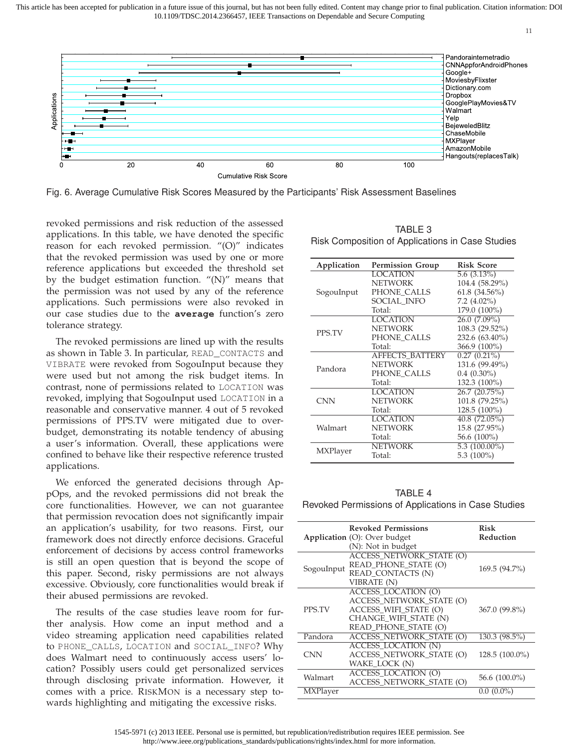Fig. 6. Average Cumulative Risk Scores Measured by the Participants' Risk Assessment Baselines

revoked permissions and risk reduction of the assessed applications. In this table, we have denoted the specific reason for each revoked permission. "(O)" indicates that the revoked permission was used by one or more reference applications but exceeded the threshold set by the budget estimation function. "(N)" means that the permission was not used by any of the reference applications. Such permissions were also revoked in our case studies due to the **average** function's zero tolerance strategy.

The revoked permissions are lined up with the results as shown in Table 3. In particular, READ_CONTACTS and VIBRATE were revoked from SogouInput because they were used but not among the risk budget items. In contrast, none of permissions related to LOCATION was revoked, implying that SogouInput used LOCATION in a reasonable and conservative manner. 4 out of 5 revoked permissions of PPS.TV were mitigated due to over-budget, demonstrating its notable tendency of abusing a user's information. Overall, these applications were confined to behave like their respective reference trusted applications.

We enforced the generated decisions through AppOps, and the revoked permissions did not break the core functionalities. However, we can not guarantee that permission revocation does not significantly impair an application's usability, for two reasons. First, our framework does not directly enforce decisions. Graceful enforcement of decisions by access control frameworks is still an open question that is beyond the scope of this paper. Second, risky permissions are not always excessive. Obviously, core functionalities would break if their abused permissions are revoked.

The results of the case studies leave room for further analysis. How come an input method and a video streaming application need capabilities related to PHONE_CALLS, LOCATION and SOCIAL_INFO? Why does Walmart need to continuously access users' location? Possibly users could get personalized services through disclosing private information. However, it comes with a price. RISKMON is a necessary step towards highlighting and mitigating the excessive risks.

TABLE 3
Risk Composition of Applications in Case Studies

| Application | Permission Group | Risk Score |
|---|---|---|
| SogouInput | LOCATION | 5.6 (3.13%) |
| | NETWORK | 104.4 (58.29%) |
| | PHONE_CALLS | 61.8 (34.56%) |
| | SOCIAL_INFO | 7.2 (4.02%) |
| | Total: | 179.0 (100%) |
| PPS.TV | LOCATION | 26.0 (7.09%) |
| | NETWORK | 108.3 (29.52%) |
| | PHONE_CALLS | 232.6 (63.40%) |
| | Total: | 366.9 (100%) |
| Pandora | AFFECTS_BATTERY | 0.27 (0.21%) |
| | NETWORK | 131.6 (99.49%) |
| | PHONE_CALLS | 0.4 (0.30%) |
| | Total: | 132.3 (100%) |
| CNN | LOCATION | 26.7 (20.75%) |
| | NETWORK | 101.8 (79.25%) |
| | Total: | 128.5 (100%) |
| Walmart | LOCATION | 40.8 (72.05%) |
| | NETWORK | 15.8 (27.95%) |
| | Total: | 56.6 (100%) |
| MXPlayer | NETWORK | 5.3 (100.00%) |
| | Total: | 5.3 (100%) |

TABLE 4
Revoked Permissions of Applications in Case Studies

| Application | Revoked Permissions (O): Over budget (N): Not in budget | Risk Reduction |
|---|---|---|
| SogouInput | ACCESS_NETWORK_STATE (O) READ_PHONE_STATE (O) READ_CONTACTS (N) VIBRATE (N) | 169.5 (94.7%) |
| PPS.TV | ACCESS_LOCATION (O) ACCESS_NETWORK_STATE (O) ACCESS_WIFI_STATE (O) CHANGE_WIFI_STATE (N) READ_PHONE_STATE (O) | 367.0 (99.8%) |
| Pandora | ACCESS_NETWORK_STATE (O) | 130.3 (98.5%) |
| CNN | ACCESS_LOCATION (N) ACCESS_NETWORK_STATE (O) WAKE_LOCK (N) | 128.5 (100.0%) |
| Walmart | ACCESS_LOCATION (O) ACCESS_NETWORK_STATE (O) | 56.6 (100.0%) |
| MXPlayer | | 0.0 (0.0%) |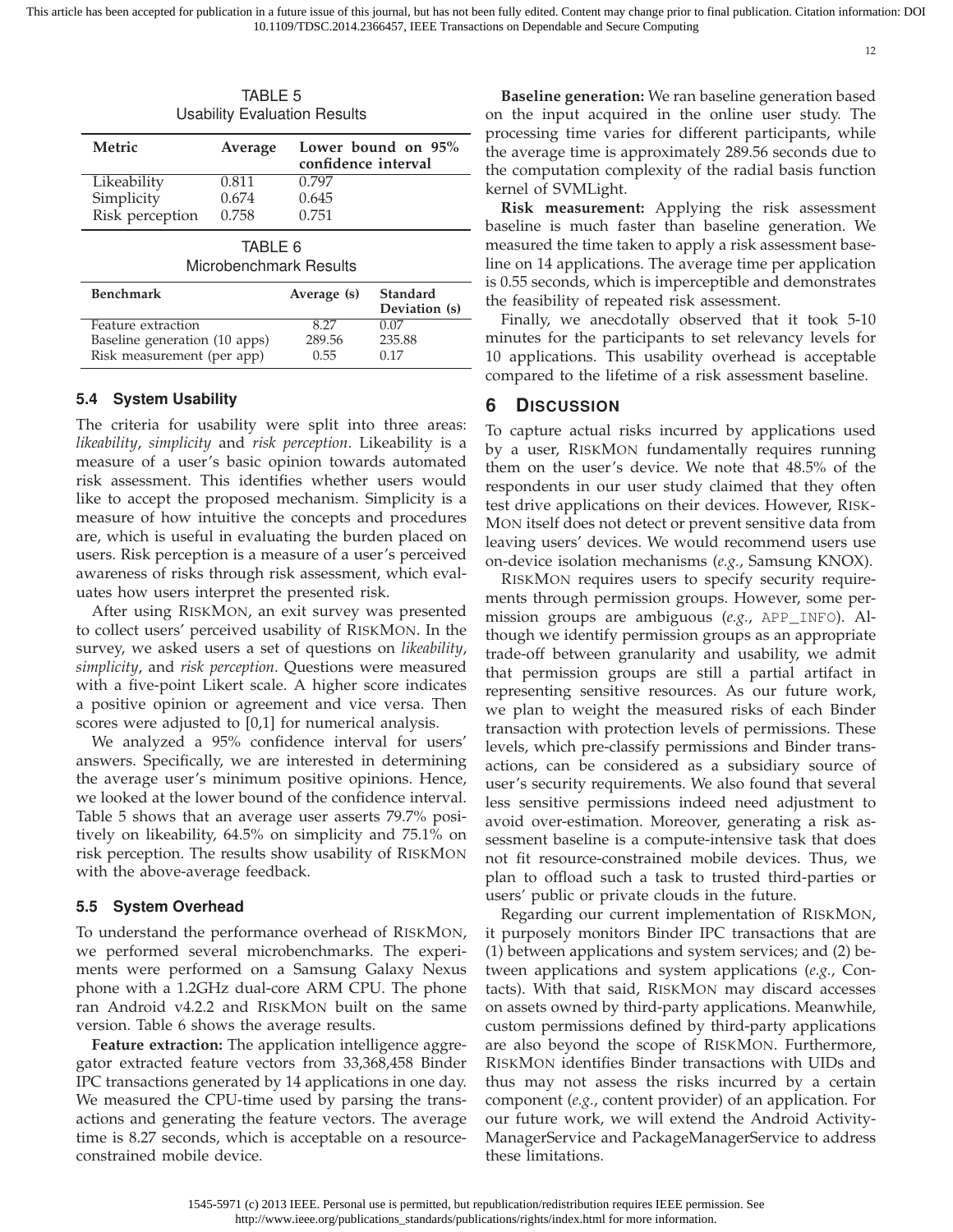TABLE 5
Usability Evaluation Results

| Metric | Average | Lower bound on 95% confidence interval |
|---|---|---|
| Likeability | 0.811 | 0.797 |
| Simplicity | 0.674 | 0.645 |
| Risk perception | 0.758 | 0.751 |

TABLE 6
Microbenchmark Results

| Benchmark | Average (s) | Standard Deviation (s) |
|---|---|---|
| Feature extraction | 8.27 | 0.07 |
| Baseline generation (10 apps) | 289.56 | 235.88 |
| Risk measurement (per app) | 0.55 | 0.17 |

### 5.4 System Usability

The criteria for usability were split into three areas: *likeability*, *simplicity* and *risk perception*. Likeability is a measure of a user's basic opinion towards automated risk assessment. This identifies whether users would like to accept the proposed mechanism. Simplicity is a measure of how intuitive the concepts and procedures are, which is useful in evaluating the burden placed on users. Risk perception is a measure of a user's perceived awareness of risks through risk assessment, which evaluates how users interpret the presented risk.

After using RiskMon, an exit survey was presented to collect users' perceived usability of RiskMon. In the survey, we asked users a set of questions on *likeability*, *simplicity*, and *risk perception*. Questions were measured with a five-point Likert scale. A higher score indicates a positive opinion or agreement and vice versa. Then scores were adjusted to [0,1] for numerical analysis.

We analyzed a 95% confidence interval for users' answers. Specifically, we are interested in determining the average user's minimum positive opinions. Hence, we looked at the lower bound of the confidence interval. Table 5 shows that an average user asserts 79.7% positively on likeability, 64.5% on simplicity and 75.1% on risk perception. The results show usability of RiskMon with the above-average feedback.

### 5.5 System Overhead

To understand the performance overhead of RiskMon, we performed several microbenchmarks. The experiments were performed on a Samsung Galaxy Nexus phone with a 1.2GHz dual-core ARM CPU. The phone ran Android v4.2.2 and RiskMon built on the same version. Table 6 shows the average results.

**Feature extraction:** The application intelligence aggregator extracted feature vectors from 33,368,458 Binder IPC transactions generated by 14 applications in one day. We measured the CPU-time used by parsing the transactions and generating the feature vectors. The average time is 8.27 seconds, which is acceptable on a resource-constrained mobile device.

**Baseline generation:** We ran baseline generation based on the input acquired in the online user study. The processing time varies for different participants, while the average time is approximately 289.56 seconds due to the computation complexity of the radial basis function kernel of SVMLight.

**Risk measurement:** Applying the risk assessment baseline is much faster than baseline generation. We measured the time taken to apply a risk assessment baseline on 14 applications. The average time per application is 0.55 seconds, which is imperceptible and demonstrates the feasibility of repeated risk assessment.

Finally, we anecdotally observed that it took 5-10 minutes for the participants to set relevancy levels for 10 applications. This usability overhead is acceptable compared to the lifetime of a risk assessment baseline.

## 6 Discussion

To capture actual risks incurred by applications used by a user, RiskMon fundamentally requires running them on the user's device. We note that 48.5% of the respondents in our user study claimed that they often test drive applications on their devices. However, RiskMon itself does not detect or prevent sensitive data from leaving users' devices. We would recommend users use on-device isolation mechanisms (*e.g.*, Samsung KNOX).

RiskMon requires users to specify security requirements through permission groups. However, some permission groups are ambiguous (*e.g.*, `APP_INFO`). Although we identify permission groups as an appropriate trade-off between granularity and usability, we admit that permission groups are still a partial artifact in representing sensitive resources. As our future work, we plan to weight the measured risks of each Binder transaction with protection levels of permissions. These levels, which pre-classify permissions and Binder transactions, can be considered as a subsidiary source of user's security requirements. We also found that several less sensitive permissions indeed need adjustment to avoid over-estimation. Moreover, generating a risk assessment baseline is a compute-intensive task that does not fit resource-constrained mobile devices. Thus, we plan to offload such a task to trusted third-parties or users' public or private clouds in the future.

Regarding our current implementation of RiskMon, it purposely monitors Binder IPC transactions that are (1) between applications and system services; and (2) between applications and system applications (*e.g.*, Contacts). With that said, RiskMon may discard accesses on assets owned by third-party applications. Meanwhile, custom permissions defined by third-party applications are also beyond the scope of RiskMon. Furthermore, RiskMon identifies Binder transactions with UIDs and thus may not assess the risks incurred by a certain component (*e.g.*, content provider) of an application. For our future work, we will extend the Android ActivityManagerService and PackageManagerService to address these limitations.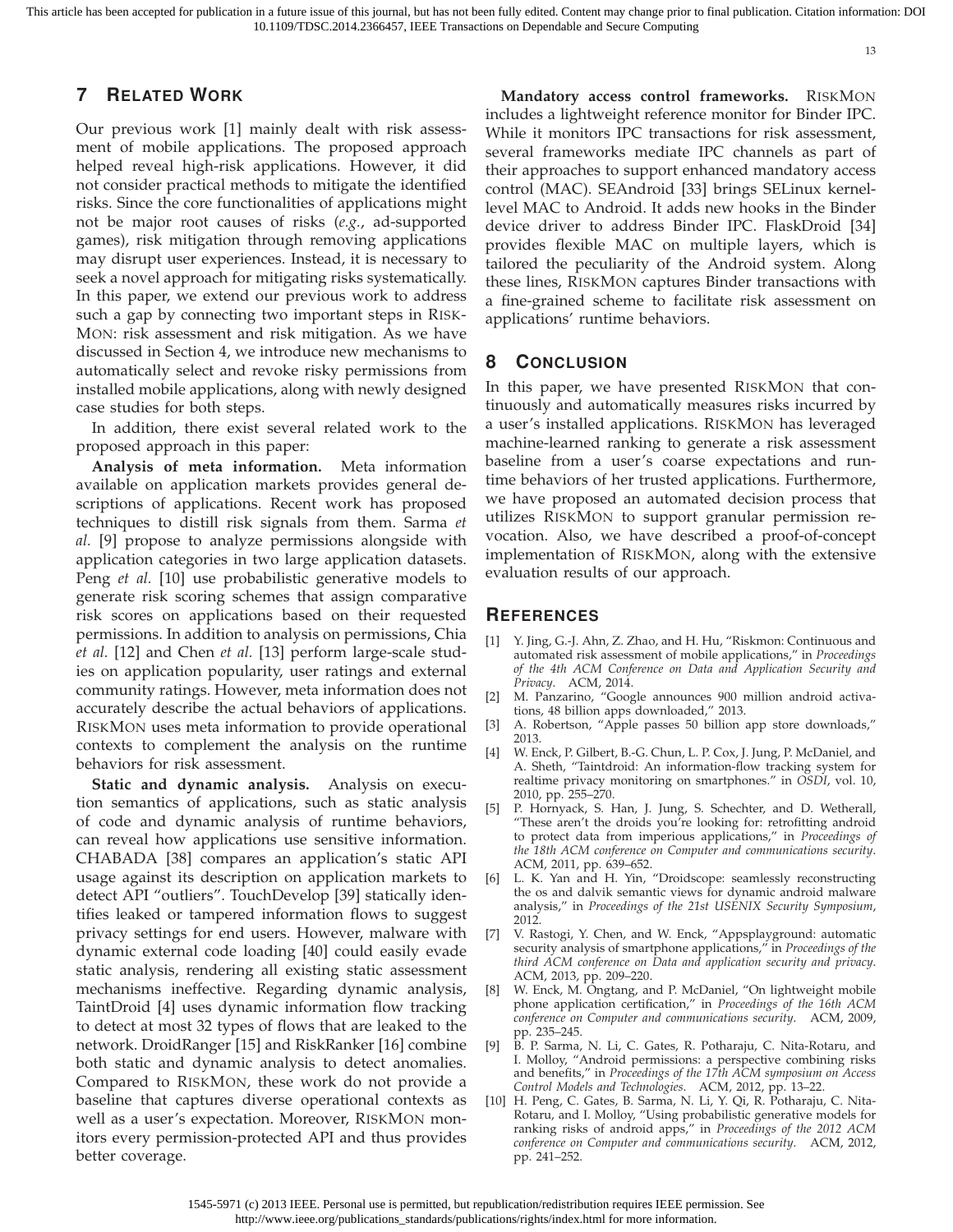## 7 RELATED WORK

Our previous work [1] mainly dealt with risk assessment of mobile applications. The proposed approach helped reveal high-risk applications. However, it did not consider practical methods to mitigate the identified risks. Since the core functionalities of applications might not be major root causes of risks (*e.g.*, ad-supported games), risk mitigation through removing applications may disrupt user experiences. Instead, it is necessary to seek a novel approach for mitigating risks systematically. In this paper, we extend our previous work to address such a gap by connecting two important steps in RISKMON: risk assessment and risk mitigation. As we have discussed in Section 4, we introduce new mechanisms to automatically select and revoke risky permissions from installed mobile applications, along with newly designed case studies for both steps.

In addition, there exist several related work to the proposed approach in this paper:

**Analysis of meta information.** Meta information available on application markets provides general descriptions of applications. Recent work has proposed techniques to distill risk signals from them. Sarma *et al.* [9] propose to analyze permissions alongside with application categories in two large application datasets. Peng *et al.* [10] use probabilistic generative models to generate risk scoring schemes that assign comparative risk scores on applications based on their requested permissions. In addition to analysis on permissions, Chia *et al.* [12] and Chen *et al.* [13] perform large-scale studies on application popularity, user ratings and external community ratings. However, meta information does not accurately describe the actual behaviors of applications. RISKMON uses meta information to provide operational contexts to complement the analysis on the runtime behaviors for risk assessment.

**Static and dynamic analysis.** Analysis on execution semantics of applications, such as static analysis of code and dynamic analysis of runtime behaviors, can reveal how applications use sensitive information. CHABADA [38] compares an application's static API usage against its description on application markets to detect API "outliers". TouchDevelop [39] statically identifies leaked or tampered information flows to suggest privacy settings for end users. However, malware with dynamic external code loading [40] could easily evade static analysis, rendering all existing static assessment mechanisms ineffective. Regarding dynamic analysis, TaintDroid [4] uses dynamic information flow tracking to detect at most 32 types of flows that are leaked to the network. DroidRanger [15] and RiskRanker [16] combine both static and dynamic analysis to detect anomalies. Compared to RISKMON, these work do not provide a baseline that captures diverse operational contexts as well as a user's expectation. Moreover, RISKMON monitors every permission-protected API and thus provides better coverage.

**Mandatory access control frameworks.** RISKMON includes a lightweight reference monitor for Binder IPC. While it monitors IPC transactions for risk assessment, several frameworks mediate IPC channels as part of their approaches to support enhanced mandatory access control (MAC). SEAndroid [33] brings SELinux kernel-level MAC to Android. It adds new hooks in the Binder device driver to address Binder IPC. FlaskDroid [34] provides flexible MAC on multiple layers, which is tailored the peculiarity of the Android system. Along these lines, RISKMON captures Binder transactions with a fine-grained scheme to facilitate risk assessment on applications' runtime behaviors.

## 8 CONCLUSION

In this paper, we have presented RISKMON that continuously and automatically measures risks incurred by a user's installed applications. RISKMON has leveraged machine-learned ranking to generate a risk assessment baseline from a user's coarse expectations and runtime behaviors of her trusted applications. Furthermore, we have proposed an automated decision process that utilizes RISKMON to support granular permission revocation. Also, we have described a proof-of-concept implementation of RISKMON, along with the extensive evaluation results of our approach.

## REFERENCES

[1] Y. Jing, G.-J. Ahn, Z. Zhao, and H. Hu, "Riskmon: Continuous and automated risk assessment of mobile applications," in *Proceedings of the 4th ACM Conference on Data and Application Security and Privacy*. ACM, 2014.

[2] M. Panzarino, "Google announces 900 million android activations, 48 billion apps downloaded," 2013.

[3] A. Robertson, "Apple passes 50 billion app store downloads," 2013.

[4] W. Enck, P. Gilbert, B.-G. Chun, L. P. Cox, J. Jung, P. McDaniel, and A. Sheth, "Taintdroid: An information-flow tracking system for realtime privacy monitoring on smartphones." in *OSDI*, vol. 10, 2010, pp. 255–270.

[5] P. Hornyack, S. Han, J. Jung, S. Schechter, and D. Wetherall, "These aren't the droids you're looking for: retrofitting android to protect data from imperious applications," in *Proceedings of the 18th ACM conference on Computer and communications security*. ACM, 2011, pp. 639–652.

[6] L. K. Yan and H. Yin, "Droidscope: seamlessly reconstructing the os and dalvik semantic views for dynamic android malware analysis," in *Proceedings of the 21st USENIX Security Symposium*, 2012.

[7] V. Rastogi, Y. Chen, and W. Enck, "Appsplayground: automatic security analysis of smartphone applications," in *Proceedings of the third ACM conference on Data and application security and privacy*. ACM, 2013, pp. 209–220.

[8] W. Enck, M. Ongtang, and P. McDaniel, "On lightweight mobile phone application certification," in *Proceedings of the 16th ACM conference on Computer and communications security*. ACM, 2009, pp. 235–245.

[9] B. P. Sarma, N. Li, C. Gates, R. Potharaju, C. Nita-Rotaru, and I. Molloy, "Android permissions: a perspective combining risks and benefits," in *Proceedings of the 17th ACM symposium on Access Control Models and Technologies*. ACM, 2012, pp. 13–22.

[10] H. Peng, C. Gates, B. Sarma, N. Li, Y. Qi, R. Potharaju, C. Nita-Rotaru, and I. Molloy, "Using probabilistic generative models for ranking risks of android apps," in *Proceedings of the 2012 ACM conference on Computer and communications security*. ACM, 2012, pp. 241–252.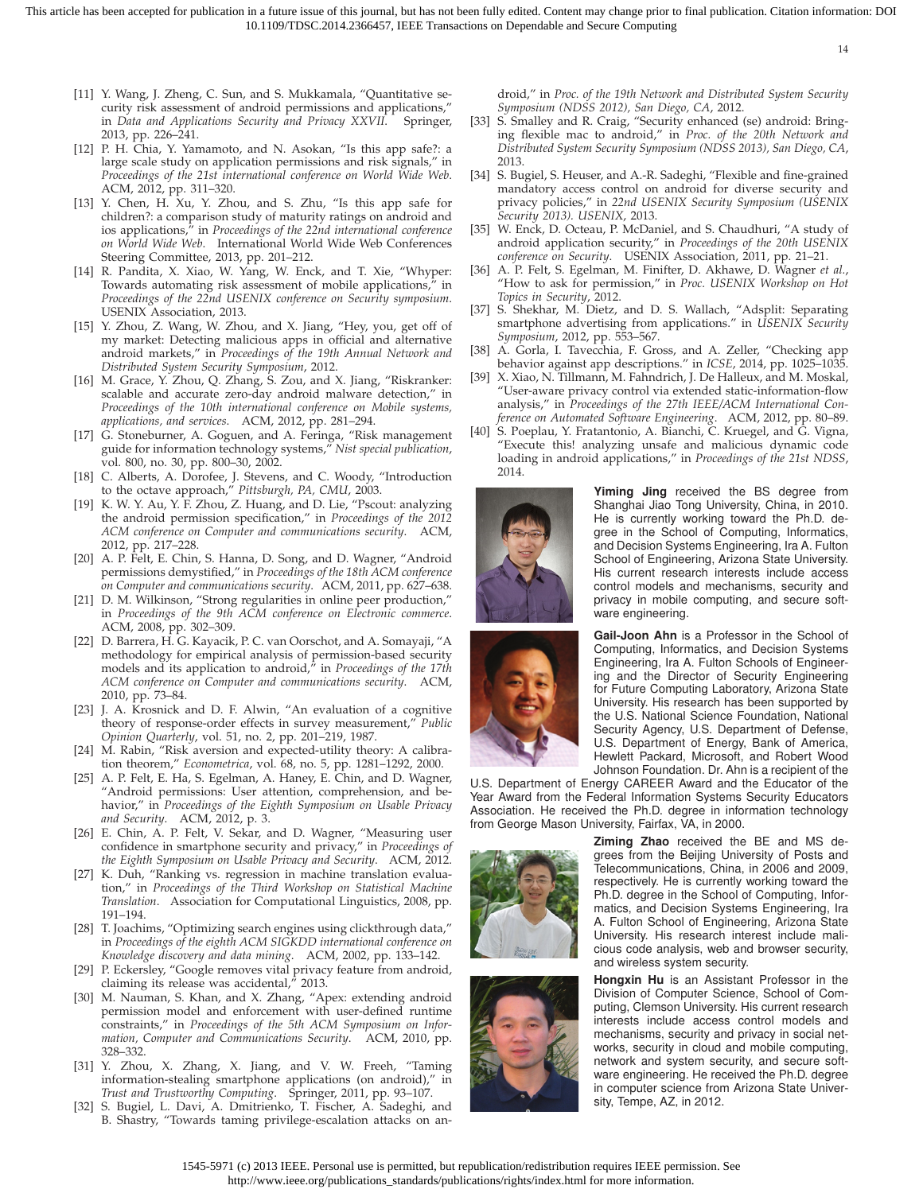[11] Y. Wang, J. Zheng, C. Sun, and S. Mukkamala, "Quantitative security risk assessment of android permissions and applications," in *Data and Applications Security and Privacy XXVII*. Springer, 2013, pp. 226–241.

[12] P. H. Chia, Y. Yamamoto, and N. Asokan, "Is this app safe?: a large scale study on application permissions and risk signals," in *Proceedings of the 21st international conference on World Wide Web*. ACM, 2012, pp. 311–320.

[13] Y. Chen, H. Xu, Y. Zhou, and S. Zhu, "Is this app safe for children?: a comparison study of maturity ratings on android and ios applications," in *Proceedings of the 22nd international conference on World Wide Web*. International World Wide Web Conferences Steering Committee, 2013, pp. 201–212.

[14] R. Pandita, X. Xiao, W. Yang, W. Enck, and T. Xie, "Whyper: Towards automating risk assessment of mobile applications," in *Proceedings of the 22nd USENIX conference on Security symposium*. USENIX Association, 2013.

[15] Y. Zhou, Z. Wang, W. Zhou, and X. Jiang, "Hey, you, get off of my market: Detecting malicious apps in official and alternative android markets," in *Proceedings of the 19th Annual Network and Distributed System Security Symposium*, 2012.

[16] M. Grace, Y. Zhou, Q. Zhang, S. Zou, and X. Jiang, "Riskranker: scalable and accurate zero-day android malware detection," in *Proceedings of the 10th international conference on Mobile systems, applications, and services*. ACM, 2012, pp. 281–294.

[17] G. Stoneburner, A. Goguen, and A. Feringa, "Risk management guide for information technology systems," *Nist special publication*, vol. 800, no. 30, pp. 800–30, 2002.

[18] C. Alberts, A. Dorofee, J. Stevens, and C. Woody, "Introduction to the octave approach," *Pittsburgh, PA, CMU*, 2003.

[19] K. W. Y. Au, Y. F. Zhou, Z. Huang, and D. Lie, "Pscout: analyzing the android permission specification," in *Proceedings of the 2012 ACM conference on Computer and communications security*. ACM, 2012, pp. 217–228.

[20] A. P. Felt, E. Chin, S. Hanna, D. Song, and D. Wagner, "Android permissions demystified," in *Proceedings of the 18th ACM conference on Computer and communications security*. ACM, 2011, pp. 627–638.

[21] D. M. Wilkinson, "Strong regularities in online peer production," in *Proceedings of the 9th ACM conference on Electronic commerce*. ACM, 2008, pp. 302–309.

[22] D. Barrera, H. G. Kayacik, P. C. van Oorschot, and A. Somayaji, "A methodology for empirical analysis of permission-based security models and its application to android," in *Proceedings of the 17th ACM conference on Computer and communications security*. ACM, 2010, pp. 73–84.

[23] J. A. Krosnick and D. F. Alwin, "An evaluation of a cognitive theory of response-order effects in survey measurement," *Public Opinion Quarterly*, vol. 51, no. 2, pp. 201–219, 1987.

[24] M. Rabin, "Risk aversion and expected-utility theory: A calibration theorem," *Econometrica*, vol. 68, no. 5, pp. 1281–1292, 2000.

[25] A. P. Felt, E. Ha, S. Egelman, A. Haney, E. Chin, and D. Wagner, "Android permissions: User attention, comprehension, and behavior," in *Proceedings of the Eighth Symposium on Usable Privacy and Security*. ACM, 2012, p. 3.

[26] E. Chin, A. P. Felt, V. Sekar, and D. Wagner, "Measuring user confidence in smartphone security and privacy," in *Proceedings of the Eighth Symposium on Usable Privacy and Security*. ACM, 2012.

[27] K. Duh, "Ranking vs. regression in machine translation evaluation," in *Proceedings of the Third Workshop on Statistical Machine Translation*. Association for Computational Linguistics, 2008, pp. 191–194.

[28] T. Joachims, "Optimizing search engines using clickthrough data," in *Proceedings of the eighth ACM SIGKDD international conference on Knowledge discovery and data mining*. ACM, 2002, pp. 133–142.

[29] P. Eckersley, "Google removes vital privacy feature from android, claiming its release was accidental," 2013.

[30] M. Nauman, S. Khan, and X. Zhang, "Apex: extending android permission model and enforcement with user-defined runtime constraints," in *Proceedings of the 5th ACM Symposium on Information, Computer and Communications Security*. ACM, 2010, pp. 328–332.

[31] Y. Zhou, X. Zhang, X. Jiang, and V. W. Freeh, "Taming information-stealing smartphone applications (on android)," in *Trust and Trustworthy Computing*. Springer, 2011, pp. 93–107.

[32] S. Bugiel, L. Davi, A. Dmitrienko, T. Fischer, A. Sadeghi, and B. Shastry, "Towards taming privilege-escalation attacks on android," in *Proc. of the 19th Network and Distributed System Security Symposium (NDSS 2012), San Diego, CA*, 2012.

[33] S. Smalley and R. Craig, "Security enhanced (se) android: Bringing flexible mac to android," in *Proc. of the 20th Network and Distributed System Security Symposium (NDSS 2013), San Diego, CA*, 2013.

[34] S. Bugiel, S. Heuser, and A.-R. Sadeghi, "Flexible and fine-grained mandatory access control on android for diverse security and privacy policies," in *22nd USENIX Security Symposium (USENIX Security 2013). USENIX*, 2013.

[35] W. Enck, D. Octeau, P. McDaniel, and S. Chaudhuri, "A study of android application security," in *Proceedings of the 20th USENIX conference on Security*. USENIX Association, 2011, pp. 21–21.

[36] A. P. Felt, S. Egelman, M. Finifter, D. Akhawe, D. Wagner *et al.*, "How to ask for permission," in *Proc. USENIX Workshop on Hot Topics in Security*, 2012.

[37] S. Shekhar, M. Dietz, and D. S. Wallach, "Adsplit: Separating smartphone advertising from applications." in *USENIX Security Symposium*, 2012, pp. 553–567.

[38] A. Gorla, I. Tavecchia, F. Gross, and A. Zeller, "Checking app behavior against app descriptions." in *ICSE*, 2014, pp. 1025–1035.

[39] X. Xiao, N. Tillmann, M. Fahndrich, J. De Halleux, and M. Moskal, "User-aware privacy control via extended static-information-flow analysis," in *Proceedings of the 27th IEEE/ACM International Conference on Automated Software Engineering*. ACM, 2012, pp. 80–89.

[40] S. Poeplau, Y. Fratantonio, A. Bianchi, C. Kruegel, and G. Vigna, "Execute this! analyzing unsafe and malicious dynamic code loading in android applications," in *Proceedings of the 21st NDSS*, 2014.

**Yiming Jing** received the BS degree from Shanghai Jiao Tong University, China, in 2010. He is currently working toward the Ph.D. degree in the School of Computing, Informatics, and Decision Systems Engineering, Ira A. Fulton School of Engineering, Arizona State University. His current research interests include access control models and mechanisms, security and privacy in mobile computing, and secure software engineering.

**Gail-Joon Ahn** is a Professor in the School of Computing, Informatics, and Decision Systems Engineering, Ira A. Fulton Schools of Engineering and the Director of Security Engineering for Future Computing Laboratory, Arizona State University. His research has been supported by the U.S. National Science Foundation, National Security Agency, U.S. Department of Defense, U.S. Department of Energy, Bank of America, Hewlett Packard, Microsoft, and Robert Wood Johnson Foundation. Dr. Ahn is a recipient of the U.S. Department of Energy CAREER Award and the Educator of the Year Award from the Federal Information Systems Security Educators Association. He received the Ph.D. degree in information technology from George Mason University, Fairfax, VA, in 2000.

**Ziming Zhao** received the BE and MS degrees from the Beijing University of Posts and Telecommunications, China, in 2006 and 2009, respectively. He is currently working toward the Ph.D. degree in the School of Computing, Informatics, and Decision Systems Engineering, Ira A. Fulton School of Engineering, Arizona State University. His research interest include malicious code analysis, web and browser security, and wireless system security.

**Hongxin Hu** is an Assistant Professor in the Division of Computer Science, School of Computing, Clemson University. His current research interests include access control models and mechanisms, security and privacy in social networks, security in cloud and mobile computing, network and system security, and secure software engineering. He received the Ph.D. degree in computer science from Arizona State University, Tempe, AZ, in 2012.